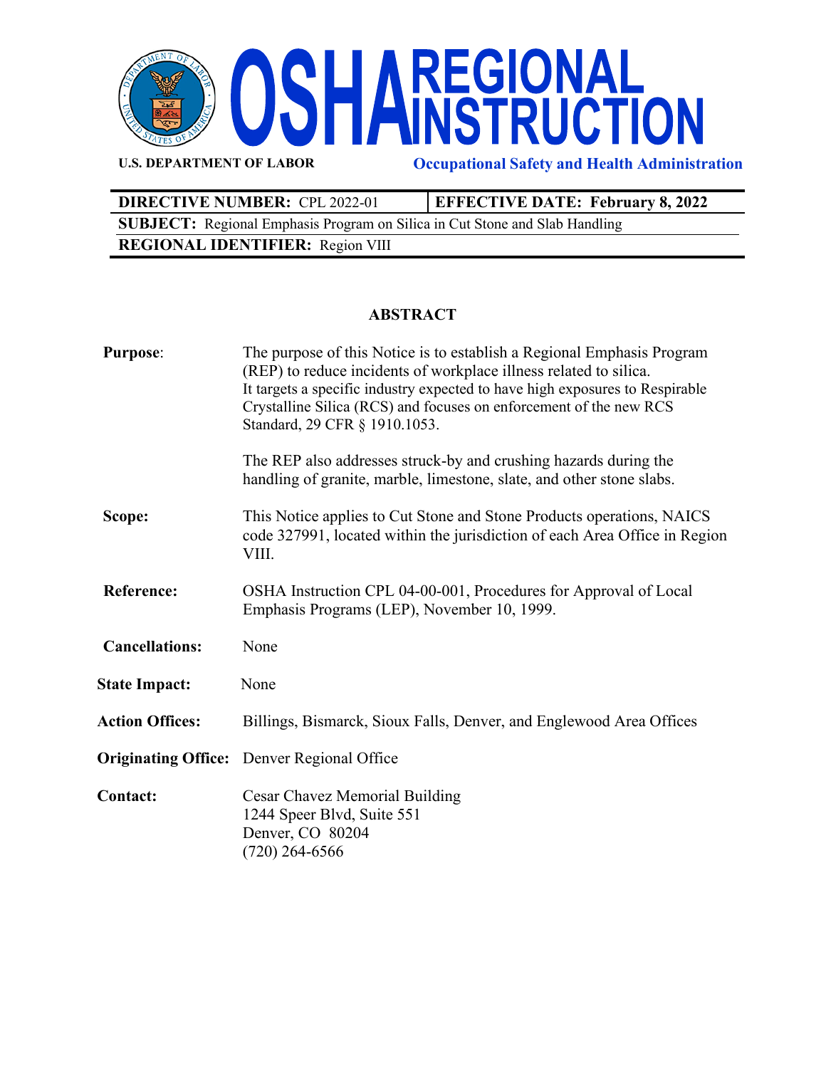# OSHA REGIONAL INSTRUCTION

**U.S. DEPARTMENT OF LABOR** | **Occupational Safety and Health Administration**

| **DIRECTIVE NUMBER:** CPL 2022-01 | **EFFECTIVE DATE: February 8, 2022** |
|---|---|
| **SUBJECT:** Regional Emphasis Program on Silica in Cut Stone and Slab Handling | |
| **REGIONAL IDENTIFIER:** Region VIII | |

## ABSTRACT

**Purpose**: The purpose of this Notice is to establish a Regional Emphasis Program (REP) to reduce incidents of workplace illness related to silica. It targets a specific industry expected to have high exposures to Respirable Crystalline Silica (RCS) and focuses on enforcement of the new RCS Standard, 29 CFR § 1910.1053.

The REP also addresses struck-by and crushing hazards during the handling of granite, marble, limestone, slate, and other stone slabs.

**Scope:** This Notice applies to Cut Stone and Stone Products operations, NAICS code 327991, located within the jurisdiction of each Area Office in Region VIII.

**Reference:** OSHA Instruction CPL 04-00-001, Procedures for Approval of Local Emphasis Programs (LEP), November 10, 1999.

**Cancellations:** None

**State Impact:** None

**Action Offices:** Billings, Bismarck, Sioux Falls, Denver, and Englewood Area Offices

**Originating Office:** Denver Regional Office

**Contact:** Cesar Chavez Memorial Building
1244 Speer Blvd, Suite 551
Denver, CO 80204
(720) 264-6566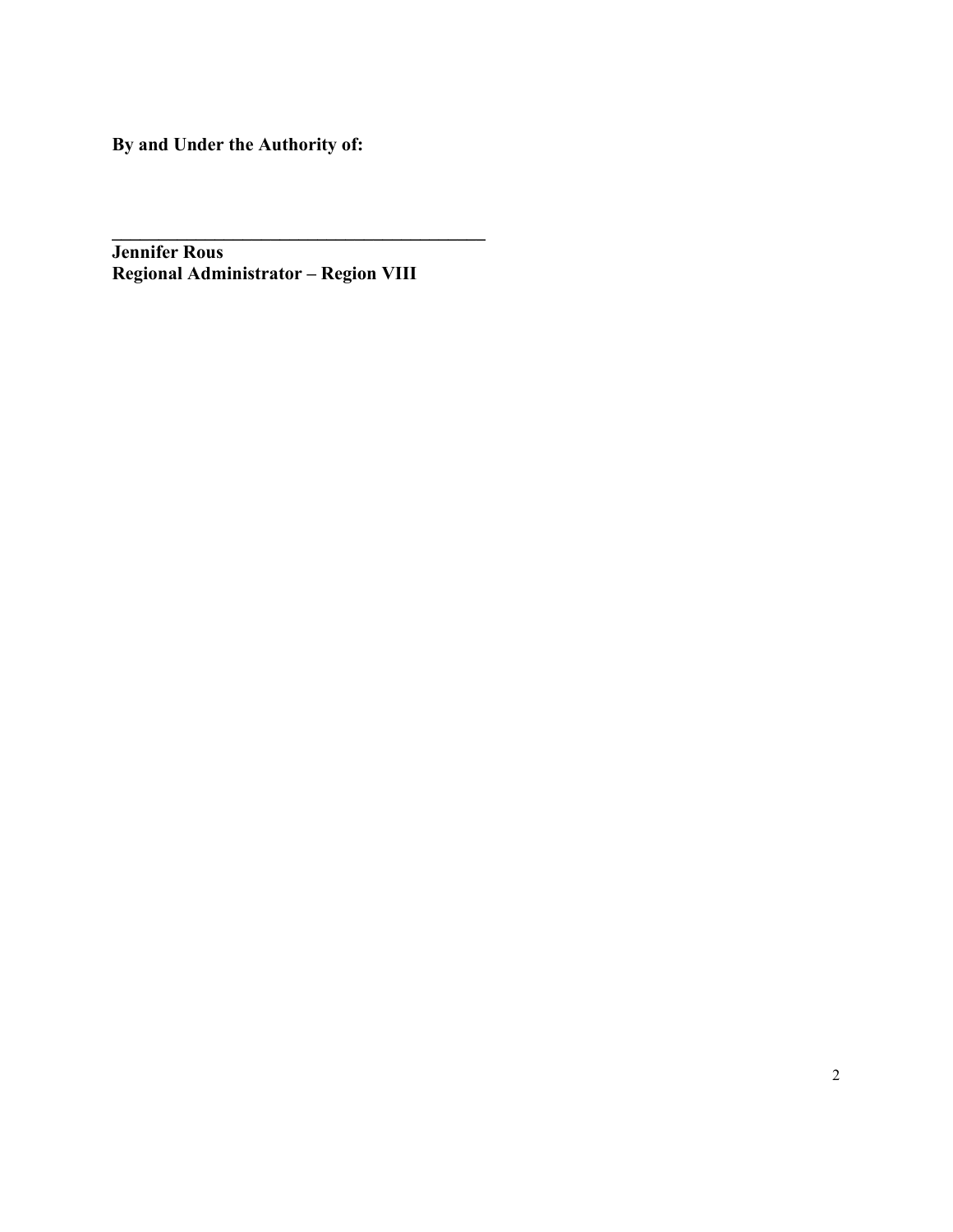**By and Under the Authority of:**

\_\_\_\_\_\_\_\_\_\_\_\_\_\_\_\_\_\_\_\_\_\_\_\_\_\_\_\_\_\_\_\_\_\_\_\_\_\_\_\_\_\_

**Jennifer Rous**
**Regional Administrator – Region VIII**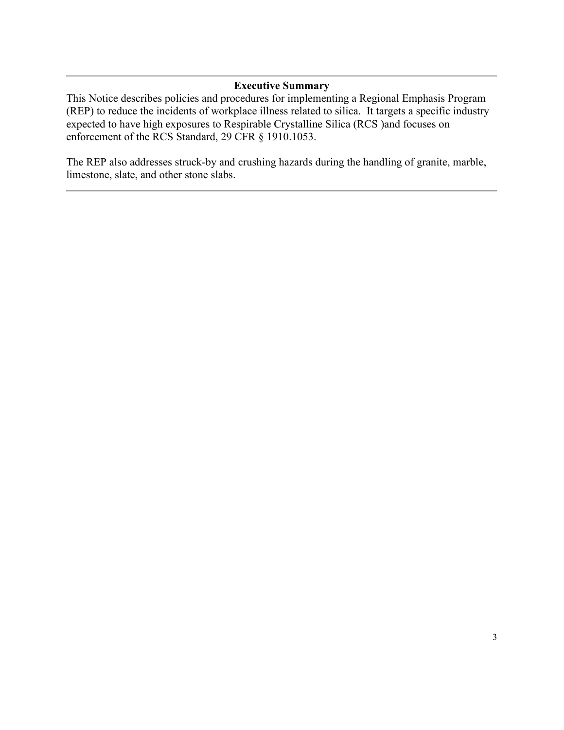**Executive Summary**

This Notice describes policies and procedures for implementing a Regional Emphasis Program (REP) to reduce the incidents of workplace illness related to silica. It targets a specific industry expected to have high exposures to Respirable Crystalline Silica (RCS )and focuses on enforcement of the RCS Standard, 29 CFR § 1910.1053.

The REP also addresses struck-by and crushing hazards during the handling of granite, marble, limestone, slate, and other stone slabs.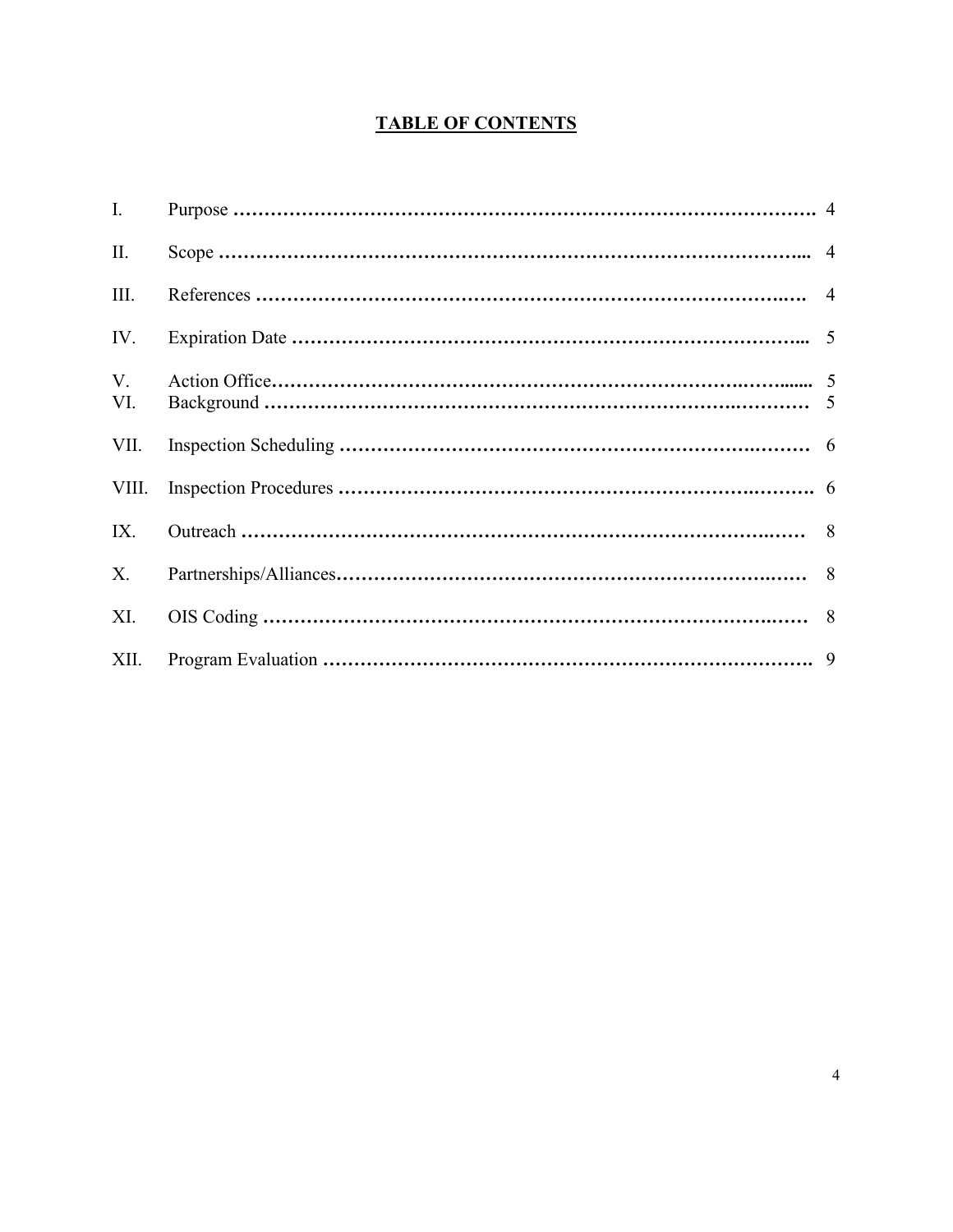## TABLE OF CONTENTS

| | | |
|---|---|---|
| I. | Purpose | 4 |
| II. | Scope | 4 |
| III. | References | 4 |
| IV. | Expiration Date | 5 |
| V. | Action Office | 5 |
| VI. | Background | 5 |
| VII. | Inspection Scheduling | 6 |
| VIII. | Inspection Procedures | 6 |
| IX. | Outreach | 8 |
| X. | Partnerships/Alliances | 8 |
| XI. | OIS Coding | 8 |
| XII. | Program Evaluation | 9 |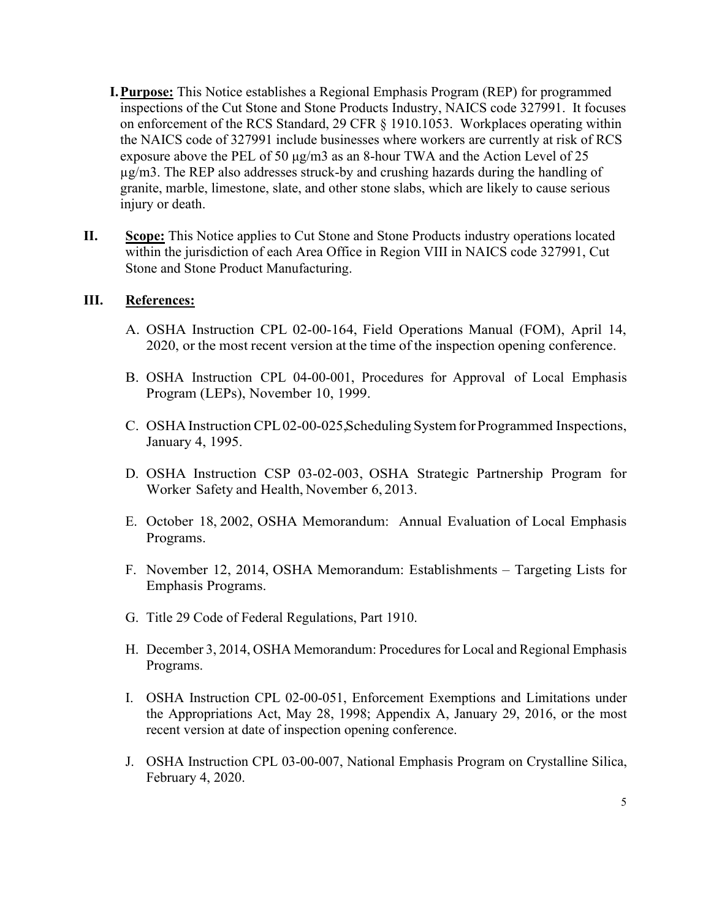**I. Purpose:** This Notice establishes a Regional Emphasis Program (REP) for programmed inspections of the Cut Stone and Stone Products Industry, NAICS code 327991. It focuses on enforcement of the RCS Standard, 29 CFR § 1910.1053. Workplaces operating within the NAICS code of 327991 include businesses where workers are currently at risk of RCS exposure above the PEL of 50 μg/m3 as an 8-hour TWA and the Action Level of 25 μg/m3. The REP also addresses struck-by and crushing hazards during the handling of granite, marble, limestone, slate, and other stone slabs, which are likely to cause serious injury or death.

**II. Scope:** This Notice applies to Cut Stone and Stone Products industry operations located within the jurisdiction of each Area Office in Region VIII in NAICS code 327991, Cut Stone and Stone Product Manufacturing.

**III. References:**

A. OSHA Instruction CPL 02-00-164, Field Operations Manual (FOM), April 14, 2020, or the most recent version at the time of the inspection opening conference.

B. OSHA Instruction CPL 04-00-001, Procedures for Approval of Local Emphasis Program (LEPs), November 10, 1999.

C. OSHA Instruction CPL 02-00-025, Scheduling System for Programmed Inspections, January 4, 1995.

D. OSHA Instruction CSP 03-02-003, OSHA Strategic Partnership Program for Worker Safety and Health, November 6, 2013.

E. October 18, 2002, OSHA Memorandum: Annual Evaluation of Local Emphasis Programs.

F. November 12, 2014, OSHA Memorandum: Establishments – Targeting Lists for Emphasis Programs.

G. Title 29 Code of Federal Regulations, Part 1910.

H. December 3, 2014, OSHA Memorandum: Procedures for Local and Regional Emphasis Programs.

I. OSHA Instruction CPL 02-00-051, Enforcement Exemptions and Limitations under the Appropriations Act, May 28, 1998; Appendix A, January 29, 2016, or the most recent version at date of inspection opening conference.

J. OSHA Instruction CPL 03-00-007, National Emphasis Program on Crystalline Silica, February 4, 2020.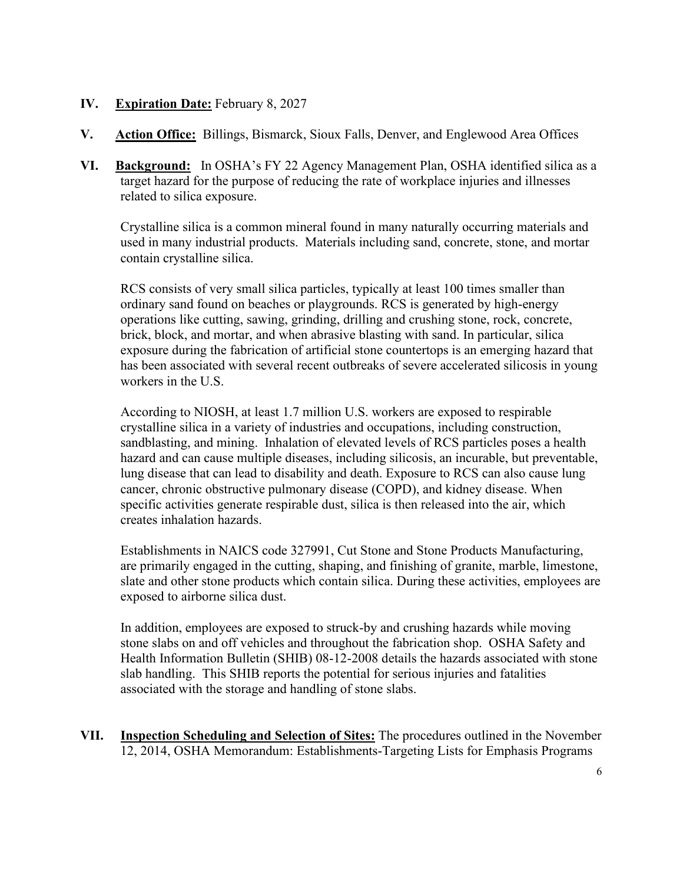**IV. Expiration Date:** February 8, 2027

**V. Action Office:** Billings, Bismarck, Sioux Falls, Denver, and Englewood Area Offices

**VI. Background:** In OSHA's FY 22 Agency Management Plan, OSHA identified silica as a target hazard for the purpose of reducing the rate of workplace injuries and illnesses related to silica exposure.

Crystalline silica is a common mineral found in many naturally occurring materials and used in many industrial products. Materials including sand, concrete, stone, and mortar contain crystalline silica.

RCS consists of very small silica particles, typically at least 100 times smaller than ordinary sand found on beaches or playgrounds. RCS is generated by high-energy operations like cutting, sawing, grinding, drilling and crushing stone, rock, concrete, brick, block, and mortar, and when abrasive blasting with sand. In particular, silica exposure during the fabrication of artificial stone countertops is an emerging hazard that has been associated with several recent outbreaks of severe accelerated silicosis in young workers in the U.S.

According to NIOSH, at least 1.7 million U.S. workers are exposed to respirable crystalline silica in a variety of industries and occupations, including construction, sandblasting, and mining. Inhalation of elevated levels of RCS particles poses a health hazard and can cause multiple diseases, including silicosis, an incurable, but preventable, lung disease that can lead to disability and death. Exposure to RCS can also cause lung cancer, chronic obstructive pulmonary disease (COPD), and kidney disease. When specific activities generate respirable dust, silica is then released into the air, which creates inhalation hazards.

Establishments in NAICS code 327991, Cut Stone and Stone Products Manufacturing, are primarily engaged in the cutting, shaping, and finishing of granite, marble, limestone, slate and other stone products which contain silica. During these activities, employees are exposed to airborne silica dust.

In addition, employees are exposed to struck-by and crushing hazards while moving stone slabs on and off vehicles and throughout the fabrication shop. OSHA Safety and Health Information Bulletin (SHIB) 08-12-2008 details the hazards associated with stone slab handling. This SHIB reports the potential for serious injuries and fatalities associated with the storage and handling of stone slabs.

**VII. Inspection Scheduling and Selection of Sites:** The procedures outlined in the November 12, 2014, OSHA Memorandum: Establishments-Targeting Lists for Emphasis Programs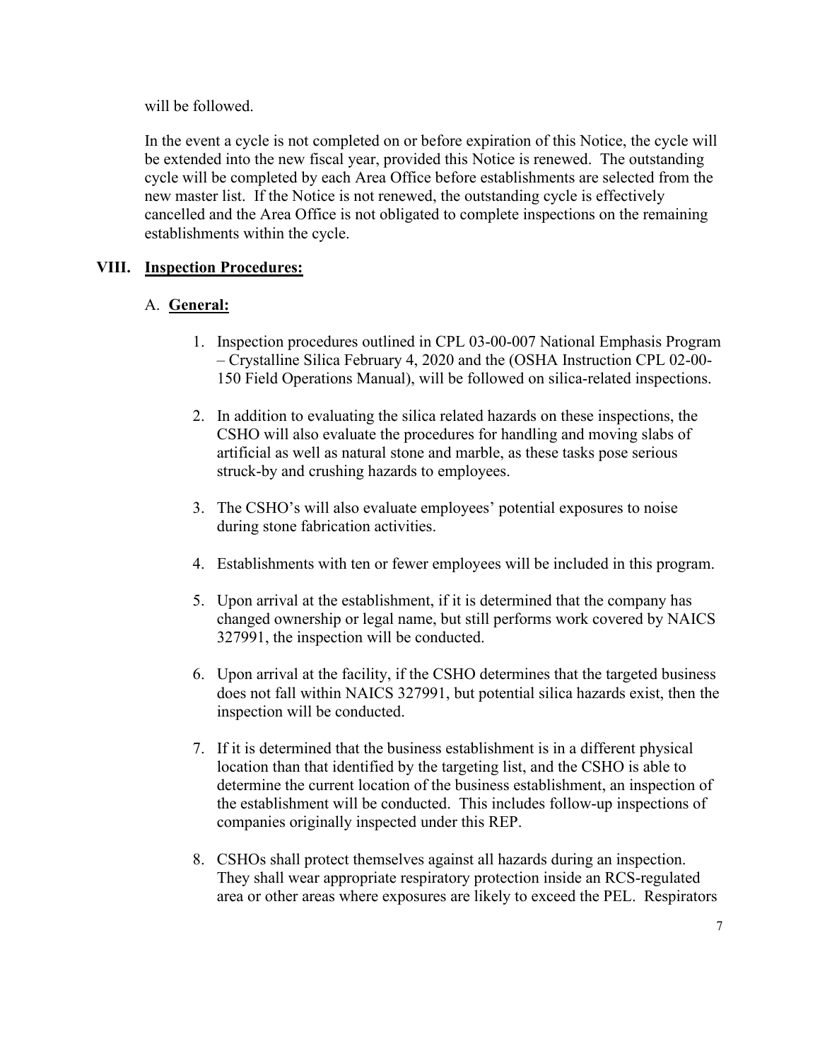will be followed.

In the event a cycle is not completed on or before expiration of this Notice, the cycle will be extended into the new fiscal year, provided this Notice is renewed. The outstanding cycle will be completed by each Area Office before establishments are selected from the new master list. If the Notice is not renewed, the outstanding cycle is effectively cancelled and the Area Office is not obligated to complete inspections on the remaining establishments within the cycle.

## VIII. Inspection Procedures:

### A. General:

1. Inspection procedures outlined in CPL 03-00-007 National Emphasis Program – Crystalline Silica February 4, 2020 and the (OSHA Instruction CPL 02-00-150 Field Operations Manual), will be followed on silica-related inspections.

2. In addition to evaluating the silica related hazards on these inspections, the CSHO will also evaluate the procedures for handling and moving slabs of artificial as well as natural stone and marble, as these tasks pose serious struck-by and crushing hazards to employees.

3. The CSHO's will also evaluate employees' potential exposures to noise during stone fabrication activities.

4. Establishments with ten or fewer employees will be included in this program.

5. Upon arrival at the establishment, if it is determined that the company has changed ownership or legal name, but still performs work covered by NAICS 327991, the inspection will be conducted.

6. Upon arrival at the facility, if the CSHO determines that the targeted business does not fall within NAICS 327991, but potential silica hazards exist, then the inspection will be conducted.

7. If it is determined that the business establishment is in a different physical location than that identified by the targeting list, and the CSHO is able to determine the current location of the business establishment, an inspection of the establishment will be conducted. This includes follow-up inspections of companies originally inspected under this REP.

8. CSHOs shall protect themselves against all hazards during an inspection. They shall wear appropriate respiratory protection inside an RCS-regulated area or other areas where exposures are likely to exceed the PEL. Respirators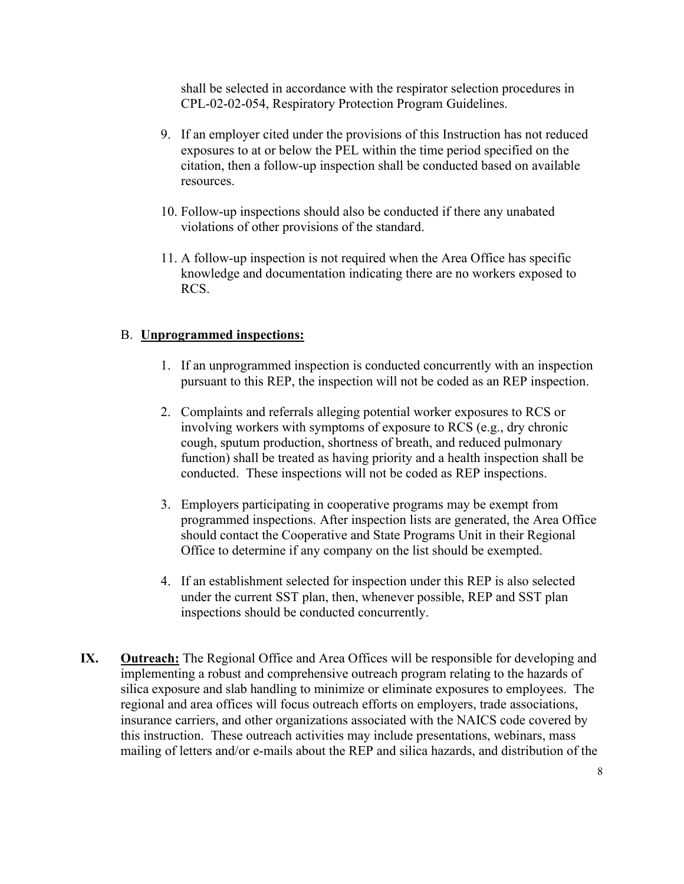shall be selected in accordance with the respirator selection procedures in CPL-02-02-054, Respiratory Protection Program Guidelines.

9. If an employer cited under the provisions of this Instruction has not reduced exposures to at or below the PEL within the time period specified on the citation, then a follow-up inspection shall be conducted based on available resources.

10. Follow-up inspections should also be conducted if there any unabated violations of other provisions of the standard.

11. A follow-up inspection is not required when the Area Office has specific knowledge and documentation indicating there are no workers exposed to RCS.

B. **Unprogrammed inspections:**

1. If an unprogrammed inspection is conducted concurrently with an inspection pursuant to this REP, the inspection will not be coded as an REP inspection.

2. Complaints and referrals alleging potential worker exposures to RCS or involving workers with symptoms of exposure to RCS (e.g., dry chronic cough, sputum production, shortness of breath, and reduced pulmonary function) shall be treated as having priority and a health inspection shall be conducted. These inspections will not be coded as REP inspections.

3. Employers participating in cooperative programs may be exempt from programmed inspections. After inspection lists are generated, the Area Office should contact the Cooperative and State Programs Unit in their Regional Office to determine if any company on the list should be exempted.

4. If an establishment selected for inspection under this REP is also selected under the current SST plan, then, whenever possible, REP and SST plan inspections should be conducted concurrently.

**IX. Outreach:** The Regional Office and Area Offices will be responsible for developing and implementing a robust and comprehensive outreach program relating to the hazards of silica exposure and slab handling to minimize or eliminate exposures to employees. The regional and area offices will focus outreach efforts on employers, trade associations, insurance carriers, and other organizations associated with the NAICS code covered by this instruction. These outreach activities may include presentations, webinars, mass mailing of letters and/or e-mails about the REP and silica hazards, and distribution of the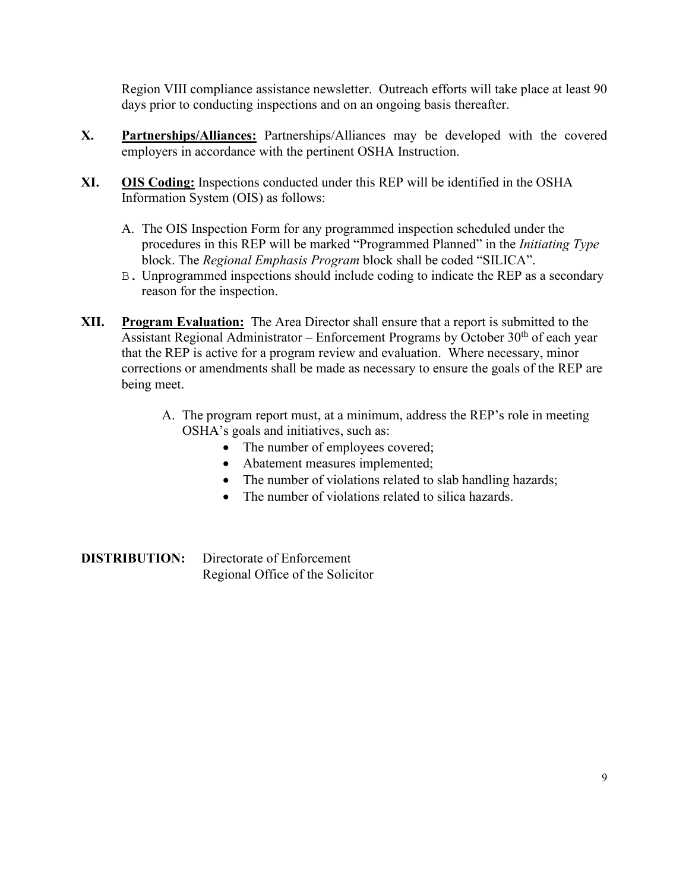Region VIII compliance assistance newsletter. Outreach efforts will take place at least 90 days prior to conducting inspections and on an ongoing basis thereafter.

**X. Partnerships/Alliances:** Partnerships/Alliances may be developed with the covered employers in accordance with the pertinent OSHA Instruction.

**XI. OIS Coding:** Inspections conducted under this REP will be identified in the OSHA Information System (OIS) as follows:

A. The OIS Inspection Form for any programmed inspection scheduled under the procedures in this REP will be marked "Programmed Planned" in the *Initiating Type* block. The *Regional Emphasis Program* block shall be coded "SILICA".

B. Unprogrammed inspections should include coding to indicate the REP as a secondary reason for the inspection.

**XII. Program Evaluation:** The Area Director shall ensure that a report is submitted to the Assistant Regional Administrator – Enforcement Programs by October 30th of each year that the REP is active for a program review and evaluation. Where necessary, minor corrections or amendments shall be made as necessary to ensure the goals of the REP are being meet.

A. The program report must, at a minimum, address the REP's role in meeting OSHA's goals and initiatives, such as:

- The number of employees covered;
- Abatement measures implemented;
- The number of violations related to slab handling hazards;
- The number of violations related to silica hazards.

**DISTRIBUTION:** Directorate of Enforcement
Regional Office of the Solicitor